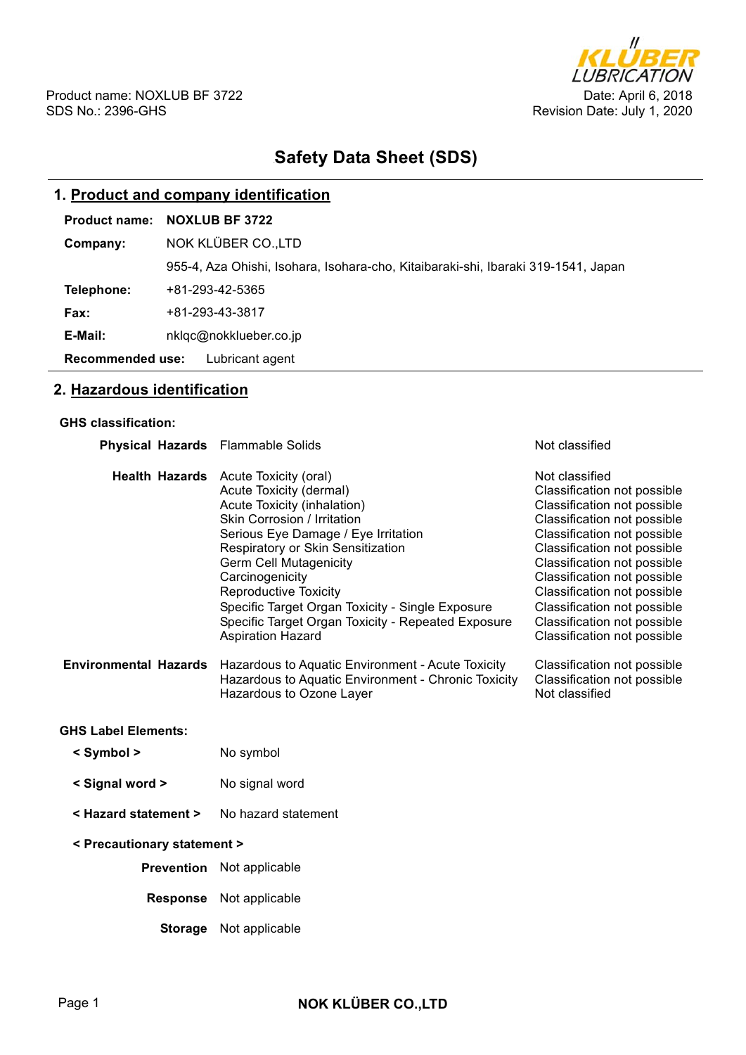Product name: NOXLUB BF 3722
SDS No.: 2396-GHS

Date: April 6, 2018
Revision Date: July 1, 2020

# Safety Data Sheet (SDS)

## 1. Product and company identification

**Product name:** **NOXLUB BF 3722**

**Company:** NOK KLÜBER CO.,LTD

955-4, Aza Ohishi, Isohara, Isohara-cho, Kitaibaraki-shi, Ibaraki 319-1541, Japan

**Telephone:** +81-293-42-5365

**Fax:** +81-293-43-3817

**E-Mail:** nklqc@nokklueber.co.jp

**Recommended use:** Lubricant agent

## 2. Hazardous identification

**GHS classification:**

| | | |
|---|---|---|
| **Physical Hazards** | Flammable Solids | Not classified |
| **Health Hazards** | Acute Toxicity (oral) | Not classified |
| | Acute Toxicity (dermal) | Classification not possible |
| | Acute Toxicity (inhalation) | Classification not possible |
| | Skin Corrosion / Irritation | Classification not possible |
| | Serious Eye Damage / Eye Irritation | Classification not possible |
| | Respiratory or Skin Sensitization | Classification not possible |
| | Germ Cell Mutagenicity | Classification not possible |
| | Carcinogenicity | Classification not possible |
| | Reproductive Toxicity | Classification not possible |
| | Specific Target Organ Toxicity - Single Exposure | Classification not possible |
| | Specific Target Organ Toxicity - Repeated Exposure | Classification not possible |
| | Aspiration Hazard | Classification not possible |
| **Environmental Hazards** | Hazardous to Aquatic Environment - Acute Toxicity | Classification not possible |
| | Hazardous to Aquatic Environment - Chronic Toxicity | Classification not possible |
| | Hazardous to Ozone Layer | Not classified |

**GHS Label Elements:**

**< Symbol >** No symbol

**< Signal word >** No signal word

**< Hazard statement >** No hazard statement

**< Precautionary statement >**

**Prevention** Not applicable

**Response** Not applicable

**Storage** Not applicable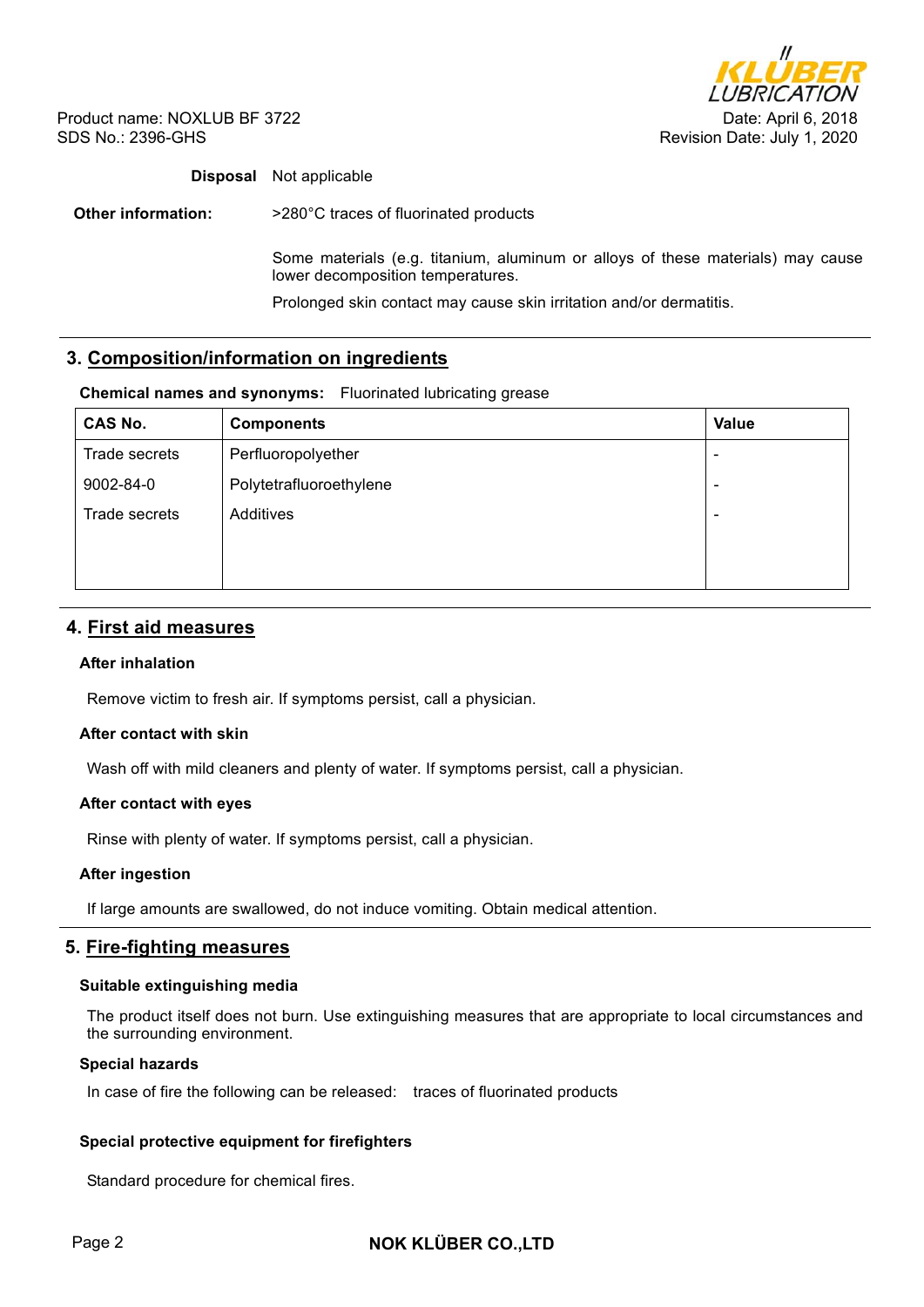**Disposal** Not applicable

**Other information:** >280°C traces of fluorinated products

Some materials (e.g. titanium, aluminum or alloys of these materials) may cause lower decomposition temperatures.

Prolonged skin contact may cause skin irritation and/or dermatitis.

## 3. Composition/information on ingredients

**Chemical names and synonyms:** Fluorinated lubricating grease

| CAS No. | Components | Value |
|---|---|---|
| Trade secrets | Perfluoropolyether | - |
| 9002-84-0 | Polytetrafluoroethylene | - |
| Trade secrets | Additives | - |

## 4. First aid measures

### After inhalation

Remove victim to fresh air. If symptoms persist, call a physician.

### After contact with skin

Wash off with mild cleaners and plenty of water. If symptoms persist, call a physician.

### After contact with eyes

Rinse with plenty of water. If symptoms persist, call a physician.

### After ingestion

If large amounts are swallowed, do not induce vomiting. Obtain medical attention.

## 5. Fire-fighting measures

### Suitable extinguishing media

The product itself does not burn. Use extinguishing measures that are appropriate to local circumstances and the surrounding environment.

### Special hazards

In case of fire the following can be released: traces of fluorinated products

### Special protective equipment for firefighters

Standard procedure for chemical fires.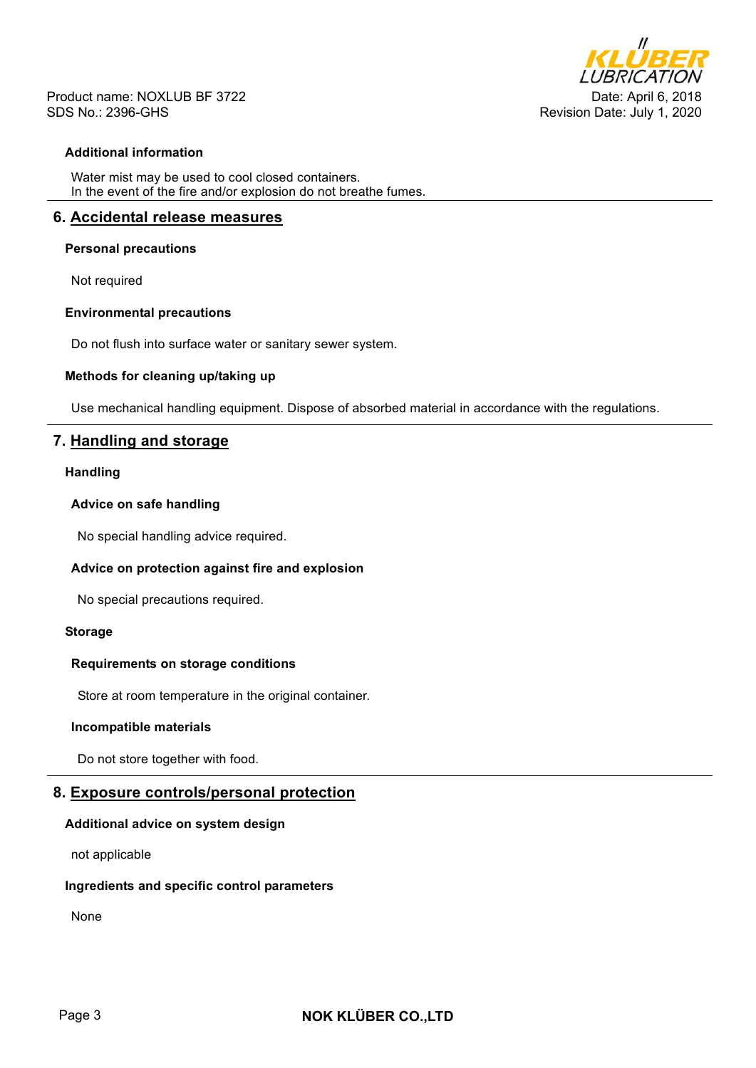#### Additional information

Water mist may be used to cool closed containers.
In the event of the fire and/or explosion do not breathe fumes.

## 6. Accidental release measures

#### Personal precautions

Not required

#### Environmental precautions

Do not flush into surface water or sanitary sewer system.

#### Methods for cleaning up/taking up

Use mechanical handling equipment. Dispose of absorbed material in accordance with the regulations.

## 7. Handling and storage

#### Handling

##### Advice on safe handling

No special handling advice required.

##### Advice on protection against fire and explosion

No special precautions required.

#### Storage

##### Requirements on storage conditions

Store at room temperature in the original container.

##### Incompatible materials

Do not store together with food.

## 8. Exposure controls/personal protection

#### Additional advice on system design

not applicable

#### Ingredients and specific control parameters

None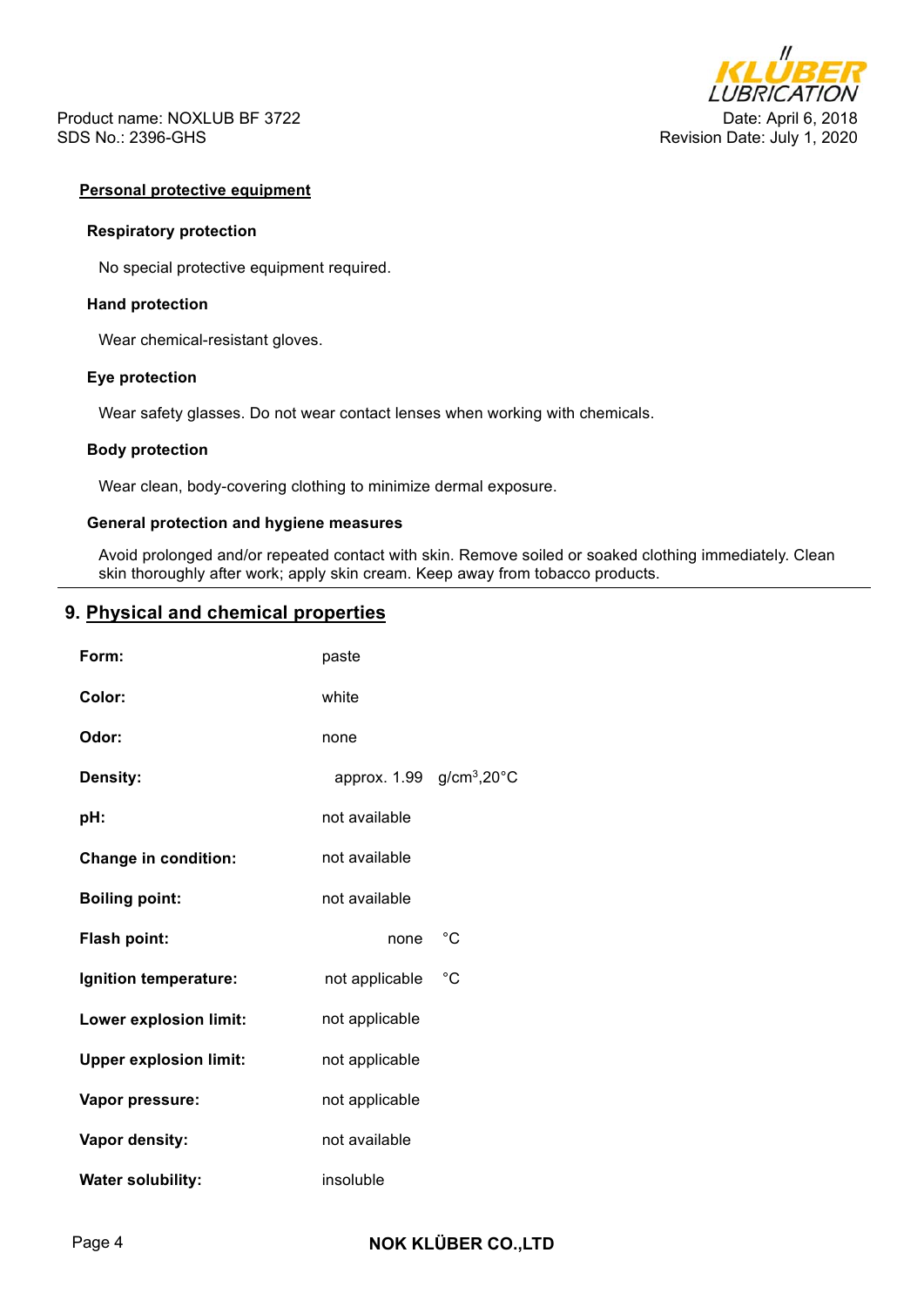### Personal protective equipment

#### Respiratory protection

No special protective equipment required.

#### Hand protection

Wear chemical-resistant gloves.

#### Eye protection

Wear safety glasses. Do not wear contact lenses when working with chemicals.

#### Body protection

Wear clean, body-covering clothing to minimize dermal exposure.

#### General protection and hygiene measures

Avoid prolonged and/or repeated contact with skin. Remove soiled or soaked clothing immediately. Clean skin thoroughly after work; apply skin cream. Keep away from tobacco products.

## 9. Physical and chemical properties

| | |
|---|---|
| **Form:** | paste |
| **Color:** | white |
| **Odor:** | none |
| **Density:** | approx. 1.99 $g/cm^3$,20°C |
| **pH:** | not available |
| **Change in condition:** | not available |
| **Boiling point:** | not available |
| **Flash point:** | none °C |
| **Ignition temperature:** | not applicable °C |
| **Lower explosion limit:** | not applicable |
| **Upper explosion limit:** | not applicable |
| **Vapor pressure:** | not applicable |
| **Vapor density:** | not available |
| **Water solubility:** | insoluble |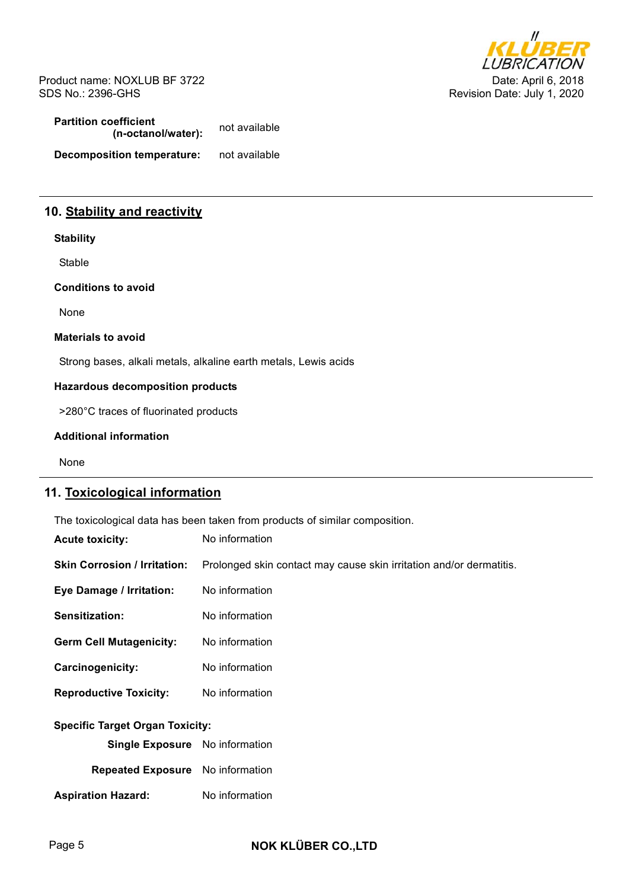**Partition coefficient (n-octanol/water):** not available

**Decomposition temperature:** not available

## 10. Stability and reactivity

**Stability**

Stable

**Conditions to avoid**

None

**Materials to avoid**

Strong bases, alkali metals, alkaline earth metals, Lewis acids

**Hazardous decomposition products**

>280°C traces of fluorinated products

**Additional information**

None

## 11. Toxicological information

The toxicological data has been taken from products of similar composition.

**Acute toxicity:** No information

**Skin Corrosion / Irritation:** Prolonged skin contact may cause skin irritation and/or dermatitis.

**Eye Damage / Irritation:** No information

**Sensitization:** No information

**Germ Cell Mutagenicity:** No information

**Carcinogenicity:** No information

**Reproductive Toxicity:** No information

**Specific Target Organ Toxicity:**

**Single Exposure** No information

**Repeated Exposure** No information

**Aspiration Hazard:** No information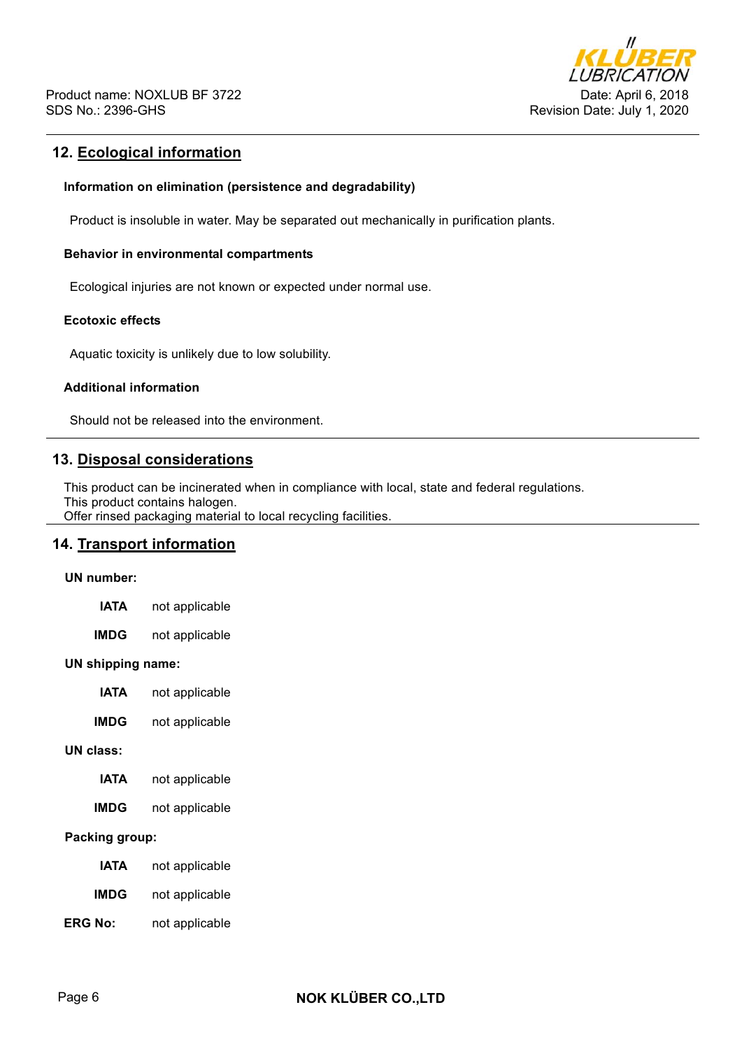## 12. Ecological information

**Information on elimination (persistence and degradability)**

Product is insoluble in water. May be separated out mechanically in purification plants.

**Behavior in environmental compartments**

Ecological injuries are not known or expected under normal use.

**Ecotoxic effects**

Aquatic toxicity is unlikely due to low solubility.

**Additional information**

Should not be released into the environment.

## 13. Disposal considerations

This product can be incinerated when in compliance with local, state and federal regulations.
This product contains halogen.
Offer rinsed packaging material to local recycling facilities.

## 14. Transport information

**UN number:**

**IATA** not applicable

**IMDG** not applicable

**UN shipping name:**

**IATA** not applicable

**IMDG** not applicable

**UN class:**

**IATA** not applicable

**IMDG** not applicable

**Packing group:**

**IATA** not applicable

**IMDG** not applicable

**ERG No:** not applicable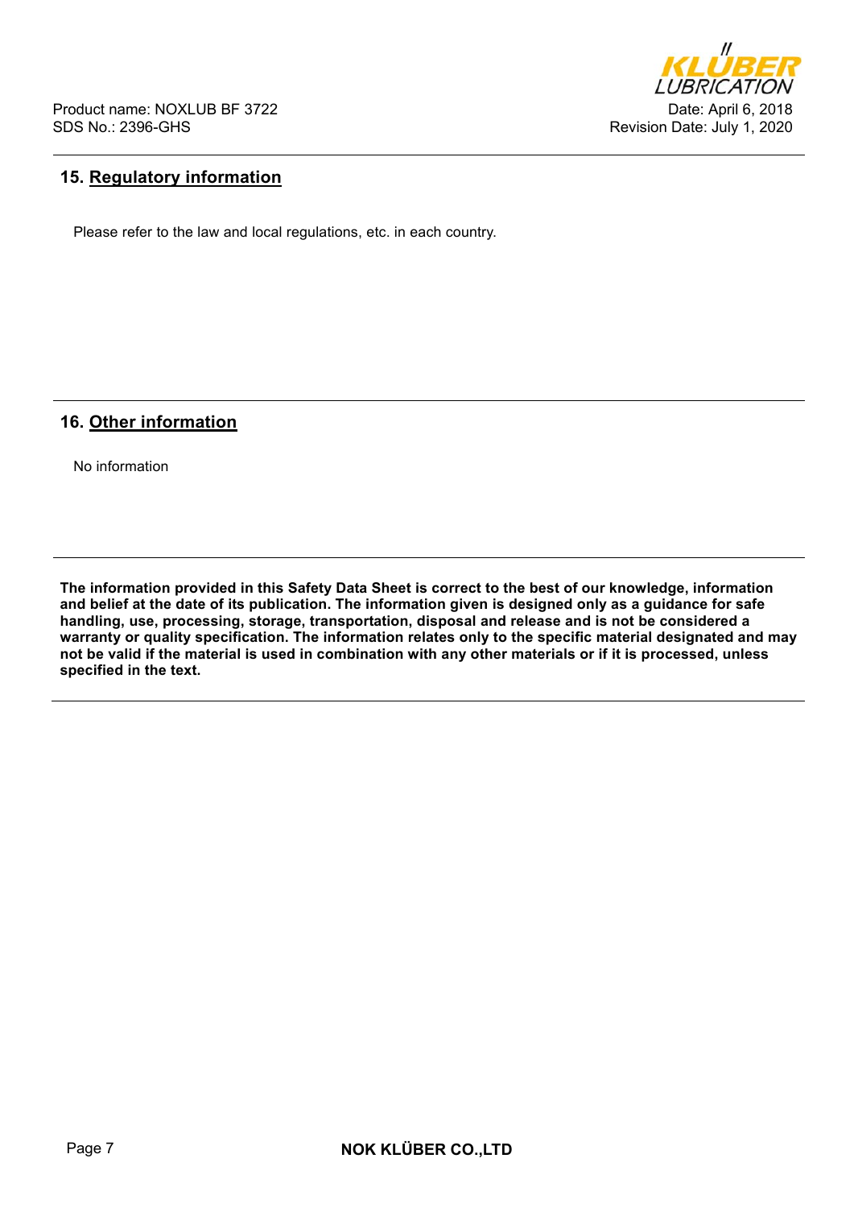## 15. Regulatory information

Please refer to the law and local regulations, etc. in each country.

## 16. Other information

No information

**The information provided in this Safety Data Sheet is correct to the best of our knowledge, information and belief at the date of its publication. The information given is designed only as a guidance for safe handling, use, processing, storage, transportation, disposal and release and is not be considered a warranty or quality specification. The information relates only to the specific material designated and may not be valid if the material is used in combination with any other materials or if it is processed, unless specified in the text.**